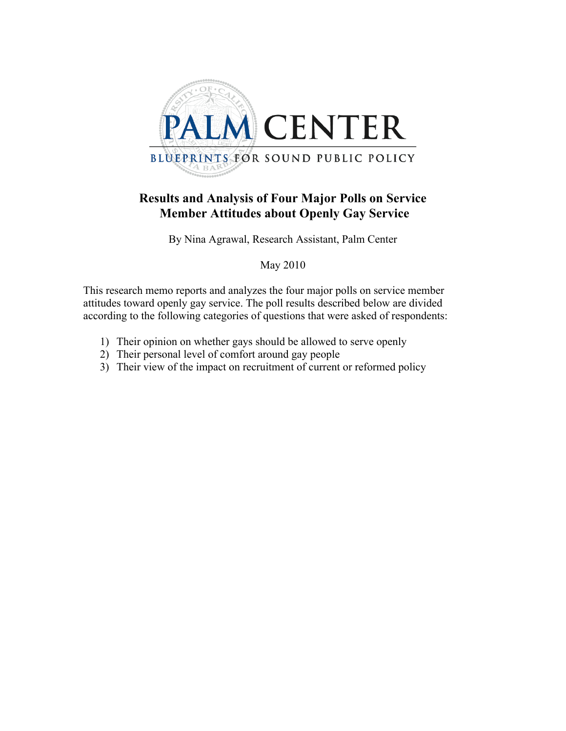PALM CENTER

BLUEPRINTS FOR SOUND PUBLIC POLICY

# Results and Analysis of Four Major Polls on Service Member Attitudes about Openly Gay Service

By Nina Agrawal, Research Assistant, Palm Center

May 2010

This research memo reports and analyzes the four major polls on service member attitudes toward openly gay service. The poll results described below are divided according to the following categories of questions that were asked of respondents:

1) Their opinion on whether gays should be allowed to serve openly
2) Their personal level of comfort around gay people
3) Their view of the impact on recruitment of current or reformed policy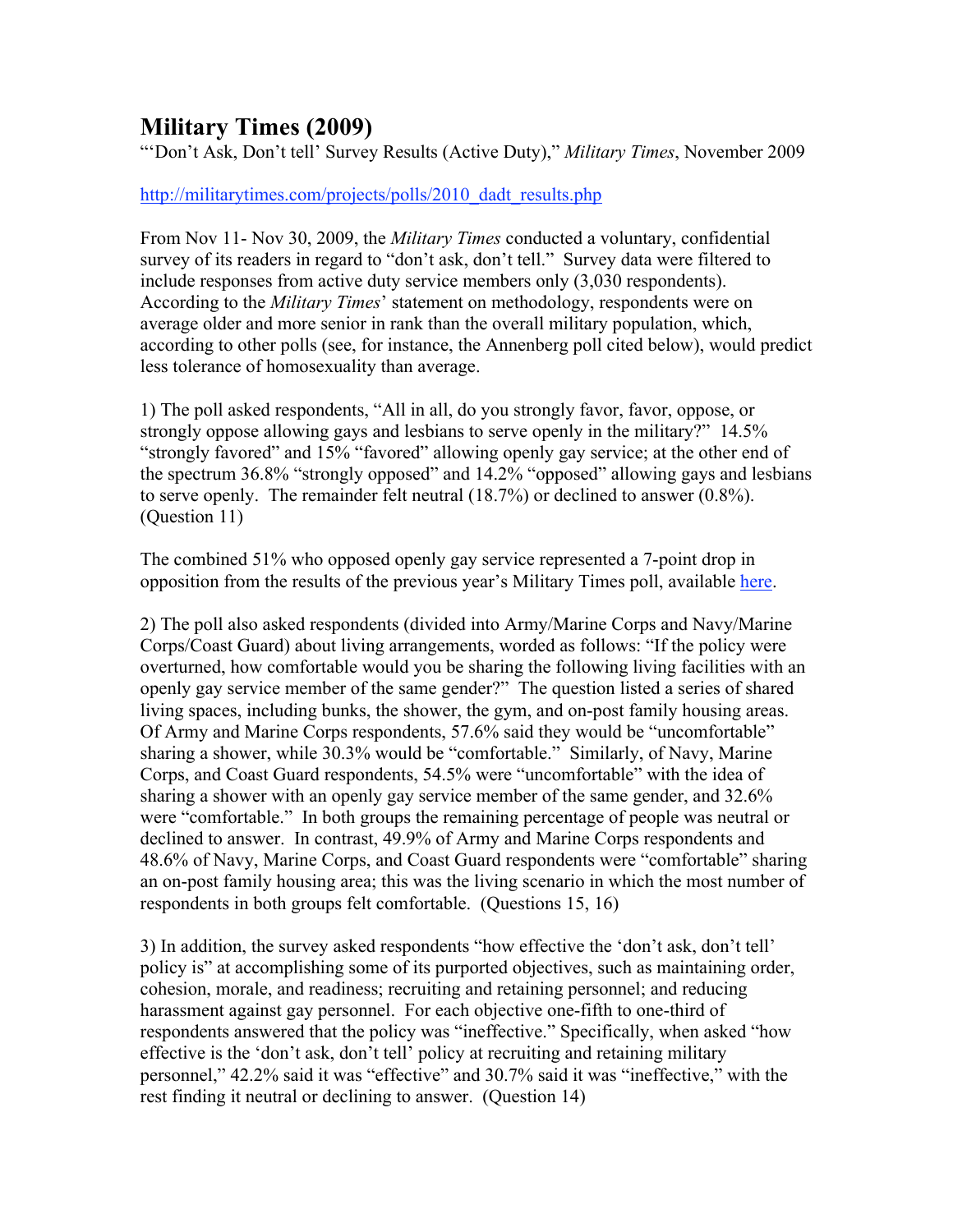## Military Times (2009)

"'Don't Ask, Don't tell' Survey Results (Active Duty)," *Military Times*, November 2009

http://militarytimes.com/projects/polls/2010_dadt_results.php

From Nov 11- Nov 30, 2009, the *Military Times* conducted a voluntary, confidential survey of its readers in regard to "don't ask, don't tell." Survey data were filtered to include responses from active duty service members only (3,030 respondents). According to the *Military Times*' statement on methodology, respondents were on average older and more senior in rank than the overall military population, which, according to other polls (see, for instance, the Annenberg poll cited below), would predict less tolerance of homosexuality than average.

1) The poll asked respondents, "All in all, do you strongly favor, favor, oppose, or strongly oppose allowing gays and lesbians to serve openly in the military?" 14.5% "strongly favored" and 15% "favored" allowing openly gay service; at the other end of the spectrum 36.8% "strongly opposed" and 14.2% "opposed" allowing gays and lesbians to serve openly. The remainder felt neutral (18.7%) or declined to answer (0.8%). (Question 11)

The combined 51% who opposed openly gay service represented a 7-point drop in opposition from the results of the previous year's Military Times poll, available here.

2) The poll also asked respondents (divided into Army/Marine Corps and Navy/Marine Corps/Coast Guard) about living arrangements, worded as follows: "If the policy were overturned, how comfortable would you be sharing the following living facilities with an openly gay service member of the same gender?" The question listed a series of shared living spaces, including bunks, the shower, the gym, and on-post family housing areas. Of Army and Marine Corps respondents, 57.6% said they would be "uncomfortable" sharing a shower, while 30.3% would be "comfortable." Similarly, of Navy, Marine Corps, and Coast Guard respondents, 54.5% were "uncomfortable" with the idea of sharing a shower with an openly gay service member of the same gender, and 32.6% were "comfortable." In both groups the remaining percentage of people was neutral or declined to answer. In contrast, 49.9% of Army and Marine Corps respondents and 48.6% of Navy, Marine Corps, and Coast Guard respondents were "comfortable" sharing an on-post family housing area; this was the living scenario in which the most number of respondents in both groups felt comfortable. (Questions 15, 16)

3) In addition, the survey asked respondents "how effective the 'don't ask, don't tell' policy is" at accomplishing some of its purported objectives, such as maintaining order, cohesion, morale, and readiness; recruiting and retaining personnel; and reducing harassment against gay personnel. For each objective one-fifth to one-third of respondents answered that the policy was "ineffective." Specifically, when asked "how effective is the 'don't ask, don't tell' policy at recruiting and retaining military personnel," 42.2% said it was "effective" and 30.7% said it was "ineffective," with the rest finding it neutral or declining to answer. (Question 14)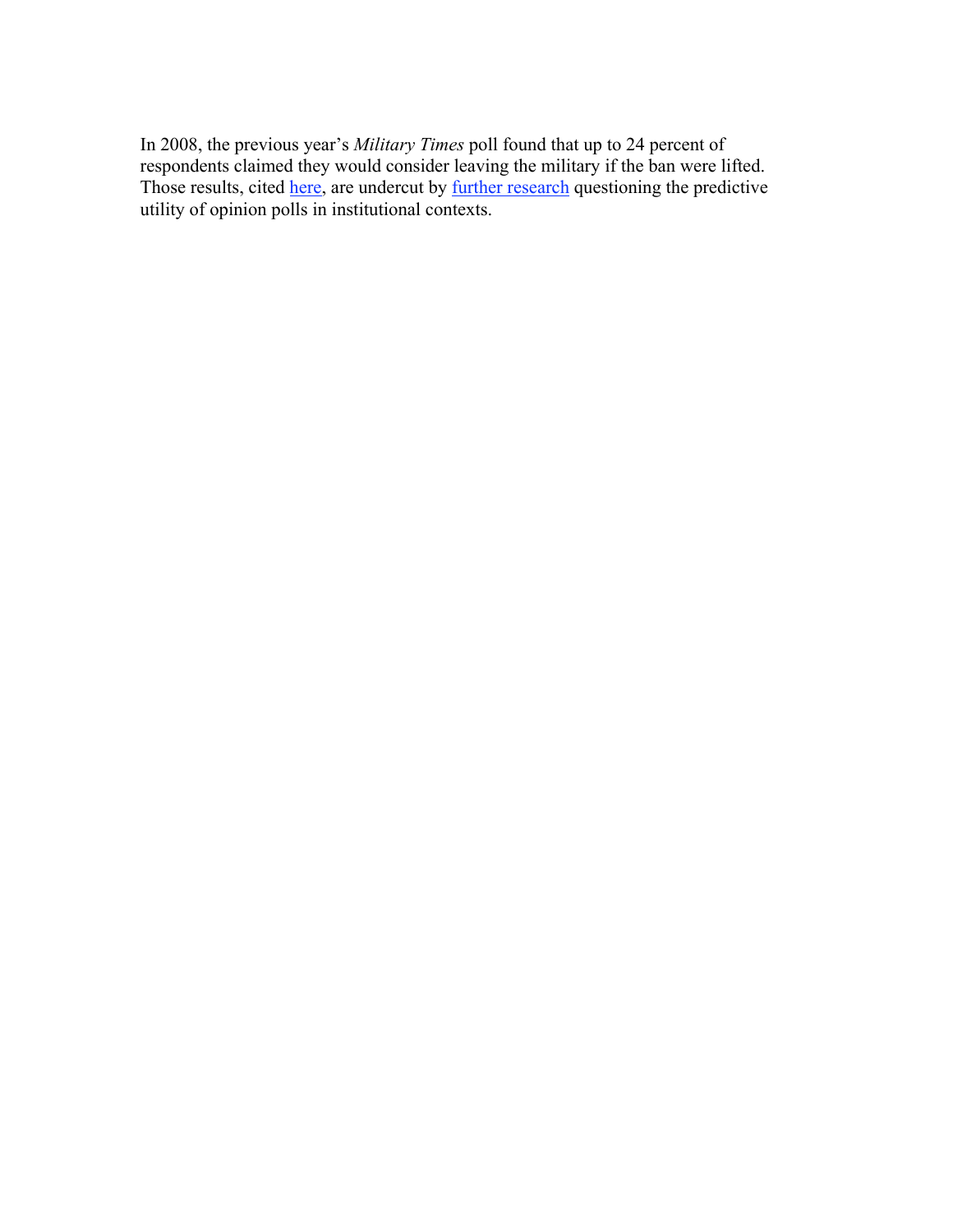In 2008, the previous year's *Military Times* poll found that up to 24 percent of respondents claimed they would consider leaving the military if the ban were lifted. Those results, cited here, are undercut by further research questioning the predictive utility of opinion polls in institutional contexts.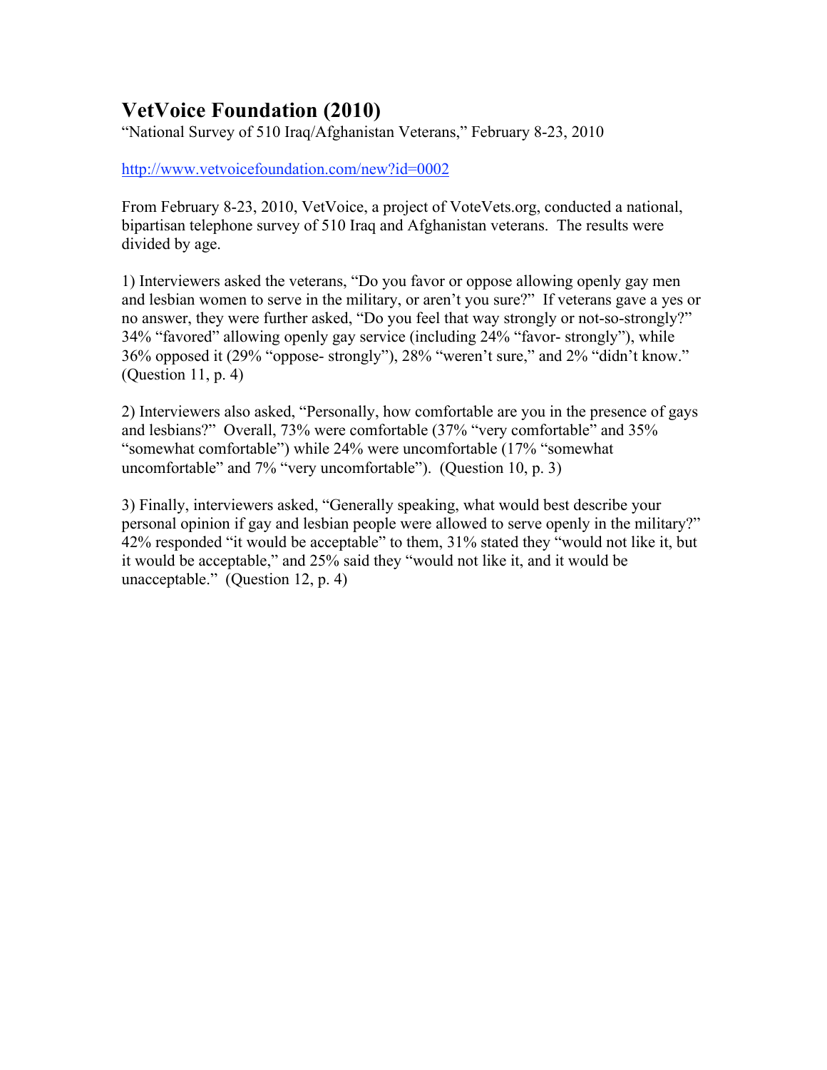# VetVoice Foundation (2010)

"National Survey of 510 Iraq/Afghanistan Veterans," February 8-23, 2010

http://www.vetvoicefoundation.com/new?id=0002

From February 8-23, 2010, VetVoice, a project of VoteVets.org, conducted a national, bipartisan telephone survey of 510 Iraq and Afghanistan veterans. The results were divided by age.

1) Interviewers asked the veterans, "Do you favor or oppose allowing openly gay men and lesbian women to serve in the military, or aren't you sure?" If veterans gave a yes or no answer, they were further asked, "Do you feel that way strongly or not-so-strongly?" 34% "favored" allowing openly gay service (including 24% "favor- strongly"), while 36% opposed it (29% "oppose- strongly"), 28% "weren't sure," and 2% "didn't know." (Question 11, p. 4)

2) Interviewers also asked, "Personally, how comfortable are you in the presence of gays and lesbians?" Overall, 73% were comfortable (37% "very comfortable" and 35% "somewhat comfortable") while 24% were uncomfortable (17% "somewhat uncomfortable" and 7% "very uncomfortable"). (Question 10, p. 3)

3) Finally, interviewers asked, "Generally speaking, what would best describe your personal opinion if gay and lesbian people were allowed to serve openly in the military?" 42% responded "it would be acceptable" to them, 31% stated they "would not like it, but it would be acceptable," and 25% said they "would not like it, and it would be unacceptable." (Question 12, p. 4)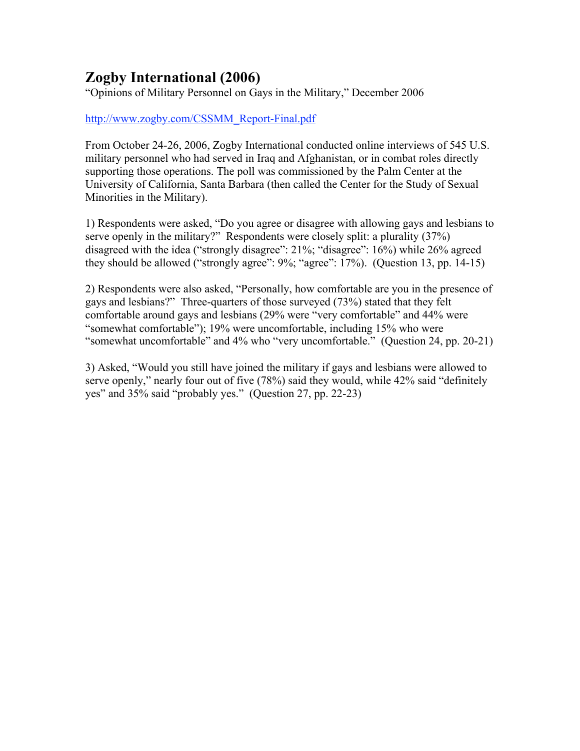## Zogby International (2006)

"Opinions of Military Personnel on Gays in the Military," December 2006

http://www.zogby.com/CSSMM_Report-Final.pdf

From October 24-26, 2006, Zogby International conducted online interviews of 545 U.S. military personnel who had served in Iraq and Afghanistan, or in combat roles directly supporting those operations. The poll was commissioned by the Palm Center at the University of California, Santa Barbara (then called the Center for the Study of Sexual Minorities in the Military).

1) Respondents were asked, "Do you agree or disagree with allowing gays and lesbians to serve openly in the military?" Respondents were closely split: a plurality (37%) disagreed with the idea ("strongly disagree": 21%; "disagree": 16%) while 26% agreed they should be allowed ("strongly agree": 9%; "agree": 17%). (Question 13, pp. 14-15)

2) Respondents were also asked, "Personally, how comfortable are you in the presence of gays and lesbians?" Three-quarters of those surveyed (73%) stated that they felt comfortable around gays and lesbians (29% were "very comfortable" and 44% were "somewhat comfortable"); 19% were uncomfortable, including 15% who were "somewhat uncomfortable" and 4% who "very uncomfortable." (Question 24, pp. 20-21)

3) Asked, "Would you still have joined the military if gays and lesbians were allowed to serve openly," nearly four out of five (78%) said they would, while 42% said "definitely yes" and 35% said "probably yes." (Question 27, pp. 22-23)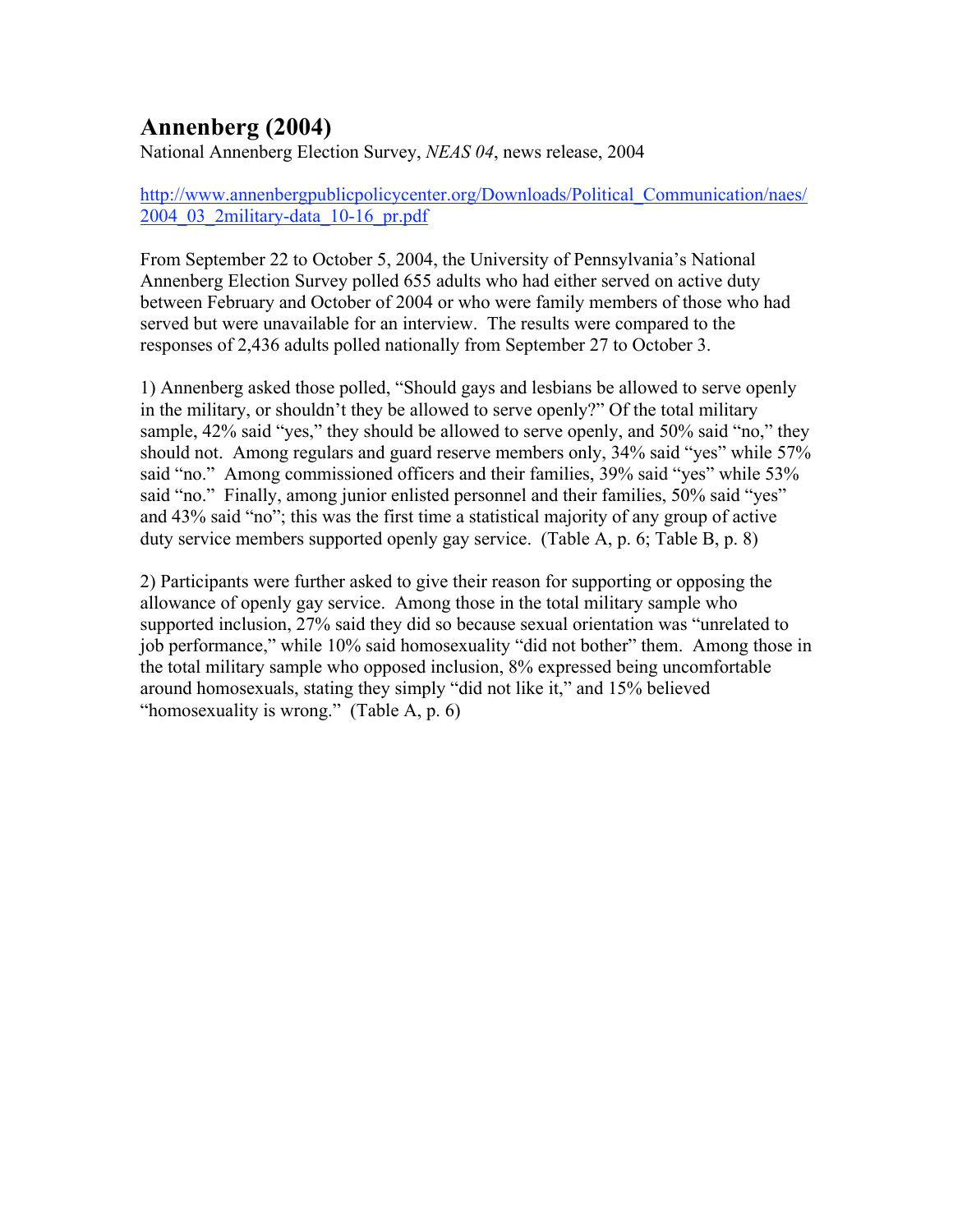# Annenberg (2004)

National Annenberg Election Survey, *NEAS 04*, news release, 2004

[http://www.annenbergpublicpolicycenter.org/Downloads/Political_Communication/naes/2004_03_2military-data_10-16_pr.pdf](http://www.annenbergpublicpolicycenter.org/Downloads/Political_Communication/naes/2004_03_2military-data_10-16_pr.pdf)

From September 22 to October 5, 2004, the University of Pennsylvania's National Annenberg Election Survey polled 655 adults who had either served on active duty between February and October of 2004 or who were family members of those who had served but were unavailable for an interview. The results were compared to the responses of 2,436 adults polled nationally from September 27 to October 3.

1) Annenberg asked those polled, "Should gays and lesbians be allowed to serve openly in the military, or shouldn't they be allowed to serve openly?" Of the total military sample, 42% said "yes," they should be allowed to serve openly, and 50% said "no," they should not. Among regulars and guard reserve members only, 34% said "yes" while 57% said "no." Among commissioned officers and their families, 39% said "yes" while 53% said "no." Finally, among junior enlisted personnel and their families, 50% said "yes" and 43% said "no"; this was the first time a statistical majority of any group of active duty service members supported openly gay service. (Table A, p. 6; Table B, p. 8)

2) Participants were further asked to give their reason for supporting or opposing the allowance of openly gay service. Among those in the total military sample who supported inclusion, 27% said they did so because sexual orientation was "unrelated to job performance," while 10% said homosexuality "did not bother" them. Among those in the total military sample who opposed inclusion, 8% expressed being uncomfortable around homosexuals, stating they simply "did not like it," and 15% believed "homosexuality is wrong." (Table A, p. 6)